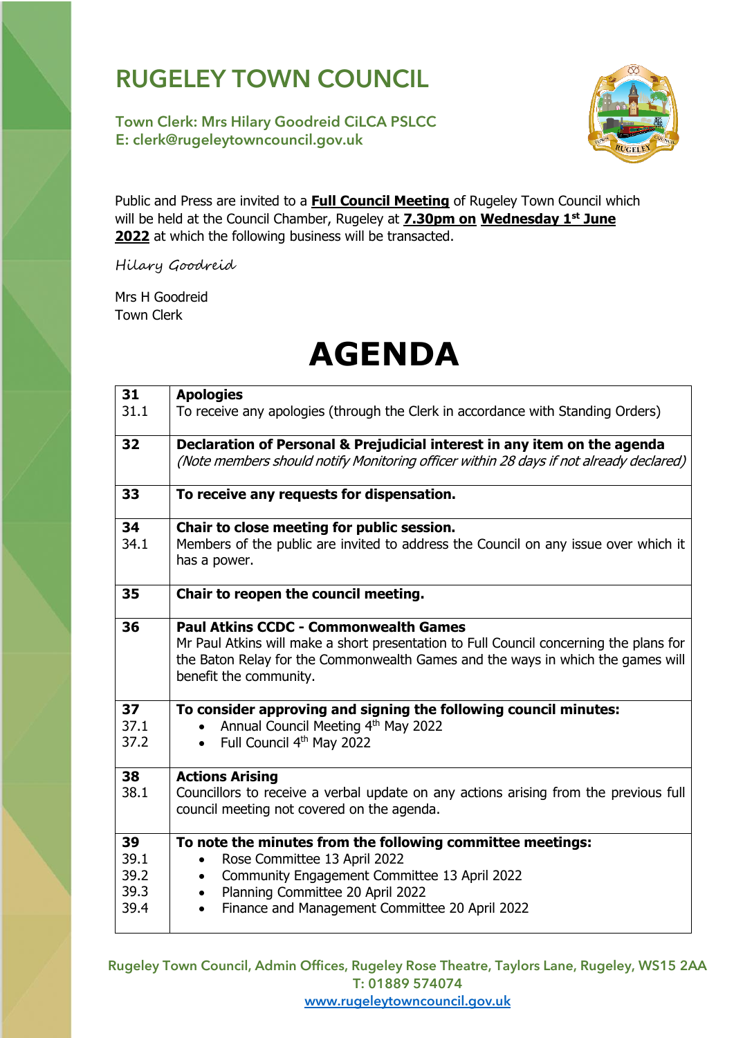# RUGELEY TOWN COUNCIL

**Town Clerk: Mrs Hilary Goodreid CiLCA PSLCC**
**E: clerk@rugeleytowncouncil.gov.uk**

Public and Press are invited to a **Full Council Meeting** of Rugeley Town Council which will be held at the Council Chamber, Rugeley at **7.30pm on Wednesday 1st June 2022** at which the following business will be transacted.

*Hilary Goodreid*

Mrs H Goodreid
Town Clerk

# AGENDA

| | |
|---|---|
| **31**<br>31.1 | **Apologies**<br>To receive any apologies (through the Clerk in accordance with Standing Orders) |
| **32** | **Declaration of Personal & Prejudicial interest in any item on the agenda**<br>*(Note members should notify Monitoring officer within 28 days if not already declared)* |
| **33** | **To receive any requests for dispensation.** |
| **34**<br>34.1 | **Chair to close meeting for public session.**<br>Members of the public are invited to address the Council on any issue over which it has a power. |
| **35** | **Chair to reopen the council meeting.** |
| **36** | **Paul Atkins CCDC - Commonwealth Games**<br>Mr Paul Atkins will make a short presentation to Full Council concerning the plans for the Baton Relay for the Commonwealth Games and the ways in which the games will benefit the community. |
| **37**<br>37.1<br>37.2 | **To consider approving and signing the following council minutes:**<br>• Annual Council Meeting 4th May 2022<br>• Full Council 4th May 2022 |
| **38**<br>38.1 | **Actions Arising**<br>Councillors to receive a verbal update on any actions arising from the previous full council meeting not covered on the agenda. |
| **39**<br>39.1<br>39.2<br>39.3<br>39.4 | **To note the minutes from the following committee meetings:**<br>• Rose Committee 13 April 2022<br>• Community Engagement Committee 13 April 2022<br>• Planning Committee 20 April 2022<br>• Finance and Management Committee 20 April 2022 |

Rugeley Town Council, Admin Offices, Rugeley Rose Theatre, Taylors Lane, Rugeley, WS15 2AA
T: 01889 574074
www.rugeleytowncouncil.gov.uk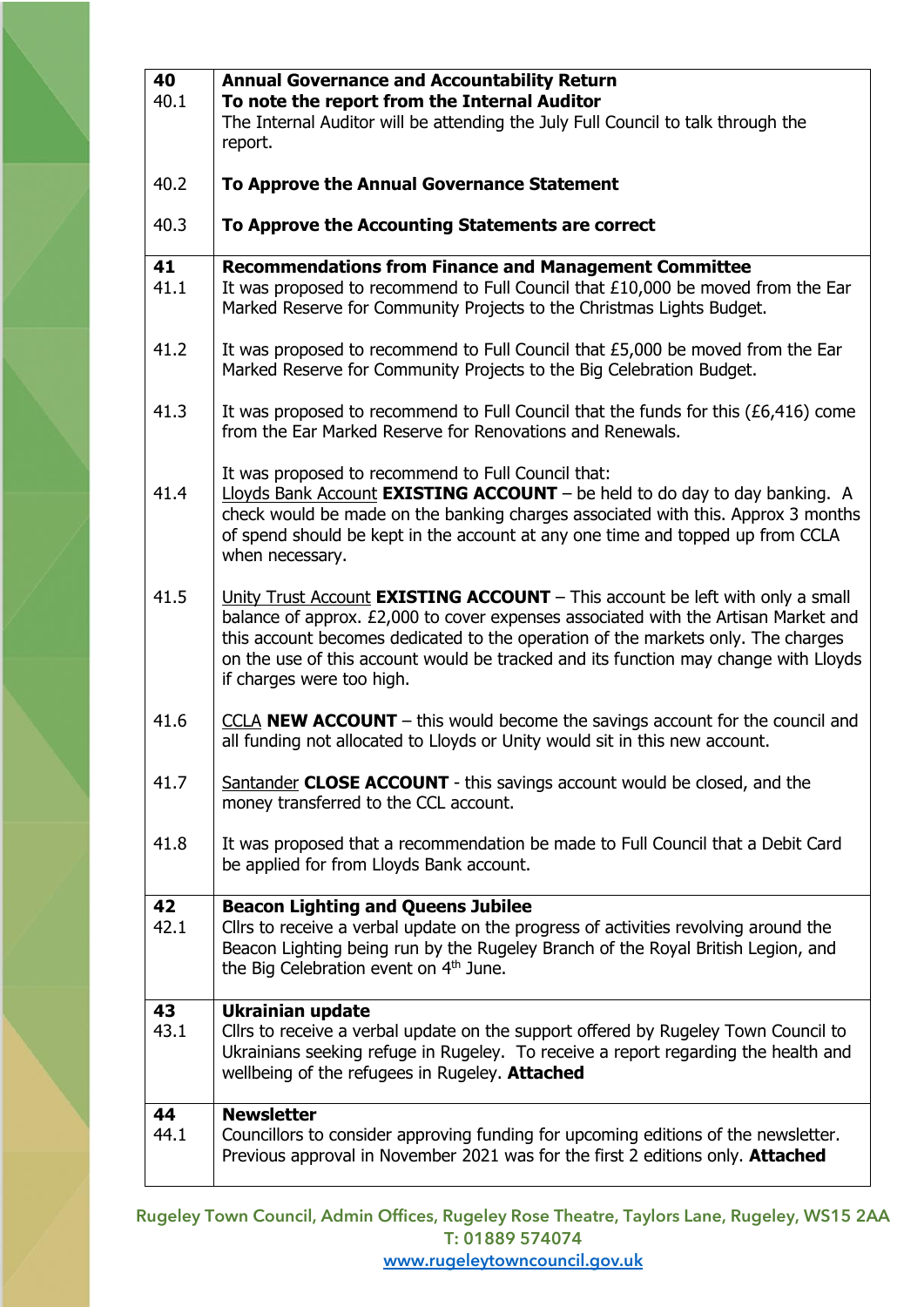| | |
|---|---|
| **40**<br>40.1 | **Annual Governance and Accountability Return**<br>**To note the report from the Internal Auditor**<br>The Internal Auditor will be attending the July Full Council to talk through the report. |
| 40.2 | **To Approve the Annual Governance Statement** |
| 40.3 | **To Approve the Accounting Statements are correct** |
| **41**<br>41.1 | **Recommendations from Finance and Management Committee**<br>It was proposed to recommend to Full Council that £10,000 be moved from the Ear Marked Reserve for Community Projects to the Christmas Lights Budget. |
| 41.2 | It was proposed to recommend to Full Council that £5,000 be moved from the Ear Marked Reserve for Community Projects to the Big Celebration Budget. |
| 41.3 | It was proposed to recommend to Full Council that the funds for this (£6,416) come from the Ear Marked Reserve for Renovations and Renewals. |
| 41.4 | It was proposed to recommend to Full Council that:<br>Lloyds Bank Account **EXISTING ACCOUNT** – be held to do day to day banking. A check would be made on the banking charges associated with this. Approx 3 months of spend should be kept in the account at any one time and topped up from CCLA when necessary. |
| 41.5 | Unity Trust Account **EXISTING ACCOUNT** – This account be left with only a small balance of approx. £2,000 to cover expenses associated with the Artisan Market and this account becomes dedicated to the operation of the markets only. The charges on the use of this account would be tracked and its function may change with Lloyds if charges were too high. |
| 41.6 | CCLA **NEW ACCOUNT** – this would become the savings account for the council and all funding not allocated to Lloyds or Unity would sit in this new account. |
| 41.7 | Santander **CLOSE ACCOUNT** - this savings account would be closed, and the money transferred to the CCL account. |
| 41.8 | It was proposed that a recommendation be made to Full Council that a Debit Card be applied for from Lloyds Bank account. |
| **42**<br>42.1 | **Beacon Lighting and Queens Jubilee**<br>Cllrs to receive a verbal update on the progress of activities revolving around the Beacon Lighting being run by the Rugeley Branch of the Royal British Legion, and the Big Celebration event on 4th June. |
| **43**<br>43.1 | **Ukrainian update**<br>Cllrs to receive a verbal update on the support offered by Rugeley Town Council to Ukrainians seeking refuge in Rugeley. To receive a report regarding the health and wellbeing of the refugees in Rugeley. **Attached** |
| **44**<br>44.1 | **Newsletter**<br>Councillors to consider approving funding for upcoming editions of the newsletter. Previous approval in November 2021 was for the first 2 editions only. **Attached** |

Rugeley Town Council, Admin Offices, Rugeley Rose Theatre, Taylors Lane, Rugeley, WS15 2AA
T: 01889 574074
www.rugeleytowncouncil.gov.uk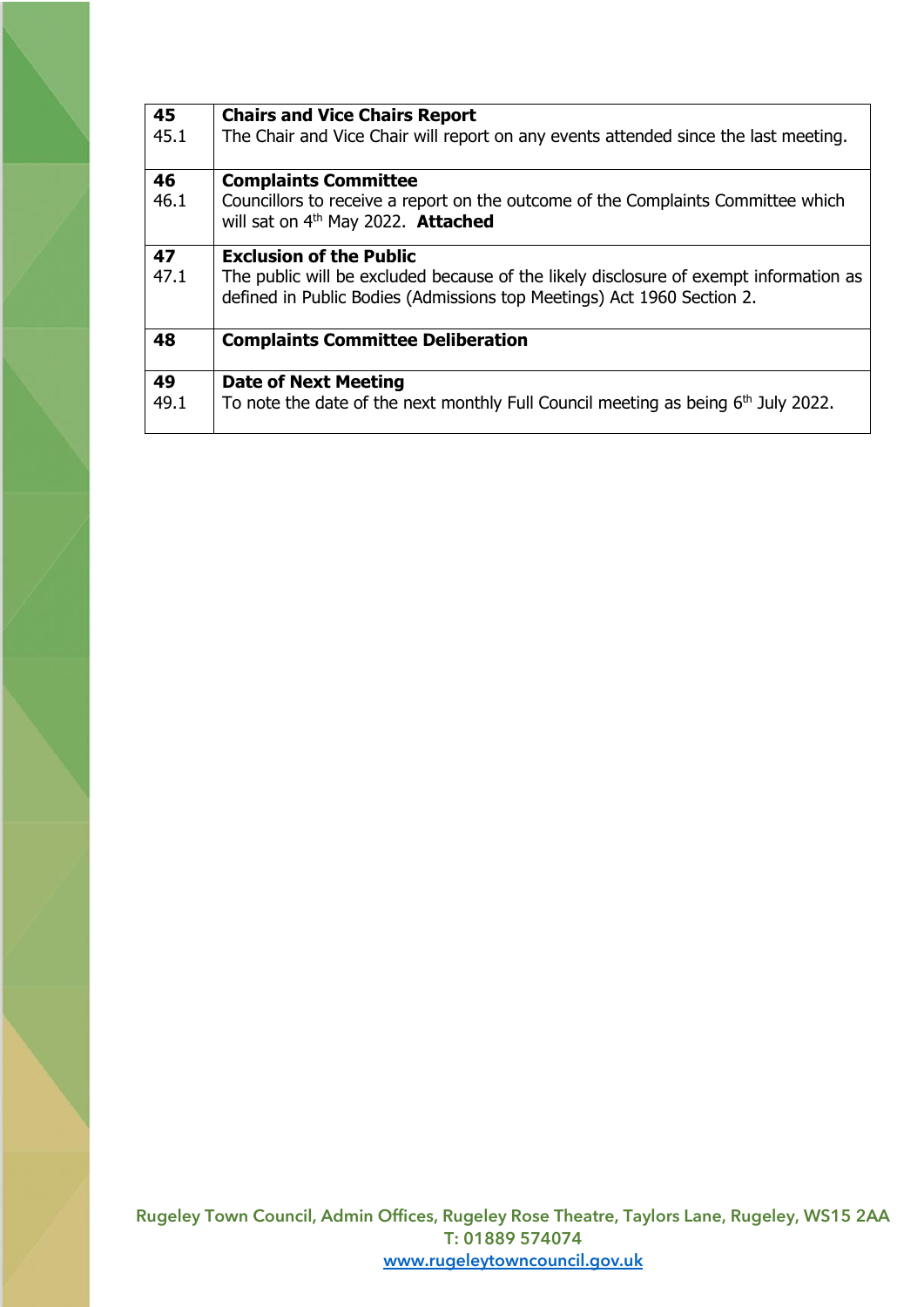| | |
|---|---|
| **45**<br>45.1 | **Chairs and Vice Chairs Report**<br>The Chair and Vice Chair will report on any events attended since the last meeting. |
| **46**<br>46.1 | **Complaints Committee**<br>Councillors to receive a report on the outcome of the Complaints Committee which will sat on 4th May 2022. **Attached** |
| **47**<br>47.1 | **Exclusion of the Public**<br>The public will be excluded because of the likely disclosure of exempt information as defined in Public Bodies (Admissions top Meetings) Act 1960 Section 2. |
| **48** | **Complaints Committee Deliberation** |
| **49**<br>49.1 | **Date of Next Meeting**<br>To note the date of the next monthly Full Council meeting as being 6th July 2022. |

Rugeley Town Council, Admin Offices, Rugeley Rose Theatre, Taylors Lane, Rugeley, WS15 2AA
T: 01889 574074
www.rugeleytowncouncil.gov.uk